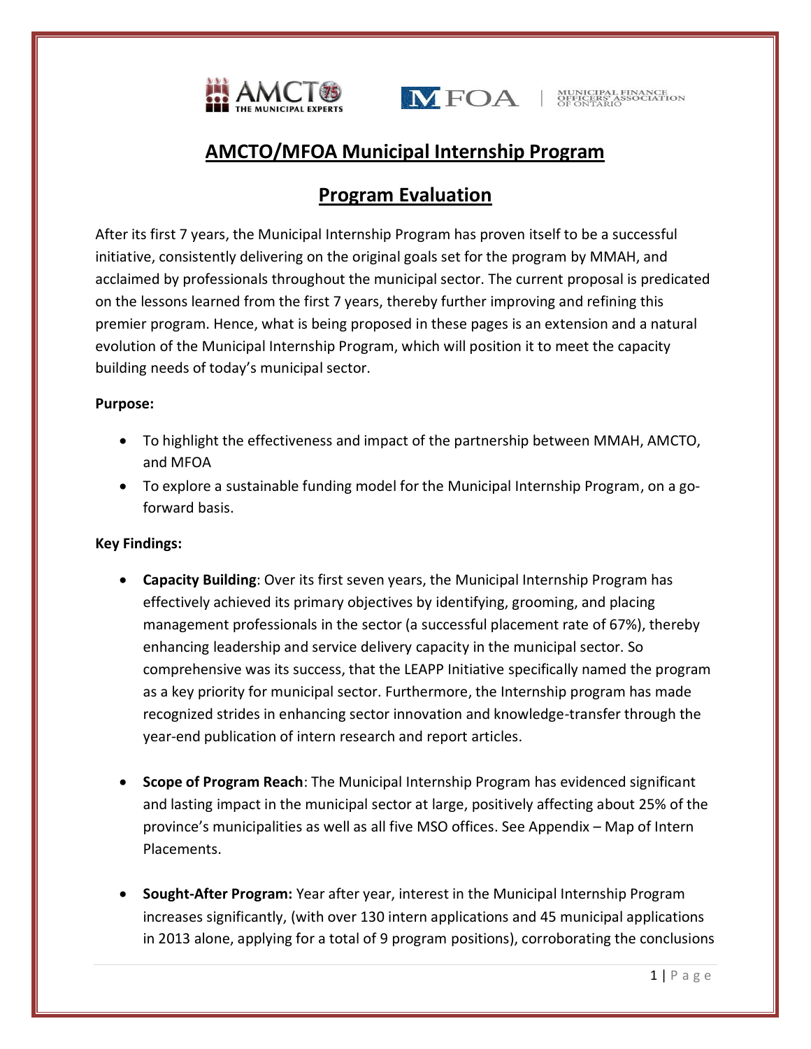# AMCTO/MFOA Municipal Internship Program

## Program Evaluation

After its first 7 years, the Municipal Internship Program has proven itself to be a successful initiative, consistently delivering on the original goals set for the program by MMAH, and acclaimed by professionals throughout the municipal sector. The current proposal is predicated on the lessons learned from the first 7 years, thereby further improving and refining this premier program. Hence, what is being proposed in these pages is an extension and a natural evolution of the Municipal Internship Program, which will position it to meet the capacity building needs of today's municipal sector.

**Purpose:**

- To highlight the effectiveness and impact of the partnership between MMAH, AMCTO, and MFOA
- To explore a sustainable funding model for the Municipal Internship Program, on a go-forward basis.

**Key Findings:**

- **Capacity Building**: Over its first seven years, the Municipal Internship Program has effectively achieved its primary objectives by identifying, grooming, and placing management professionals in the sector (a successful placement rate of 67%), thereby enhancing leadership and service delivery capacity in the municipal sector. So comprehensive was its success, that the LEAPP Initiative specifically named the program as a key priority for municipal sector. Furthermore, the Internship program has made recognized strides in enhancing sector innovation and knowledge-transfer through the year-end publication of intern research and report articles.

- **Scope of Program Reach**: The Municipal Internship Program has evidenced significant and lasting impact in the municipal sector at large, positively affecting about 25% of the province's municipalities as well as all five MSO offices. See Appendix – Map of Intern Placements.

- **Sought-After Program:** Year after year, interest in the Municipal Internship Program increases significantly, (with over 130 intern applications and 45 municipal applications in 2013 alone, applying for a total of 9 program positions), corroborating the conclusions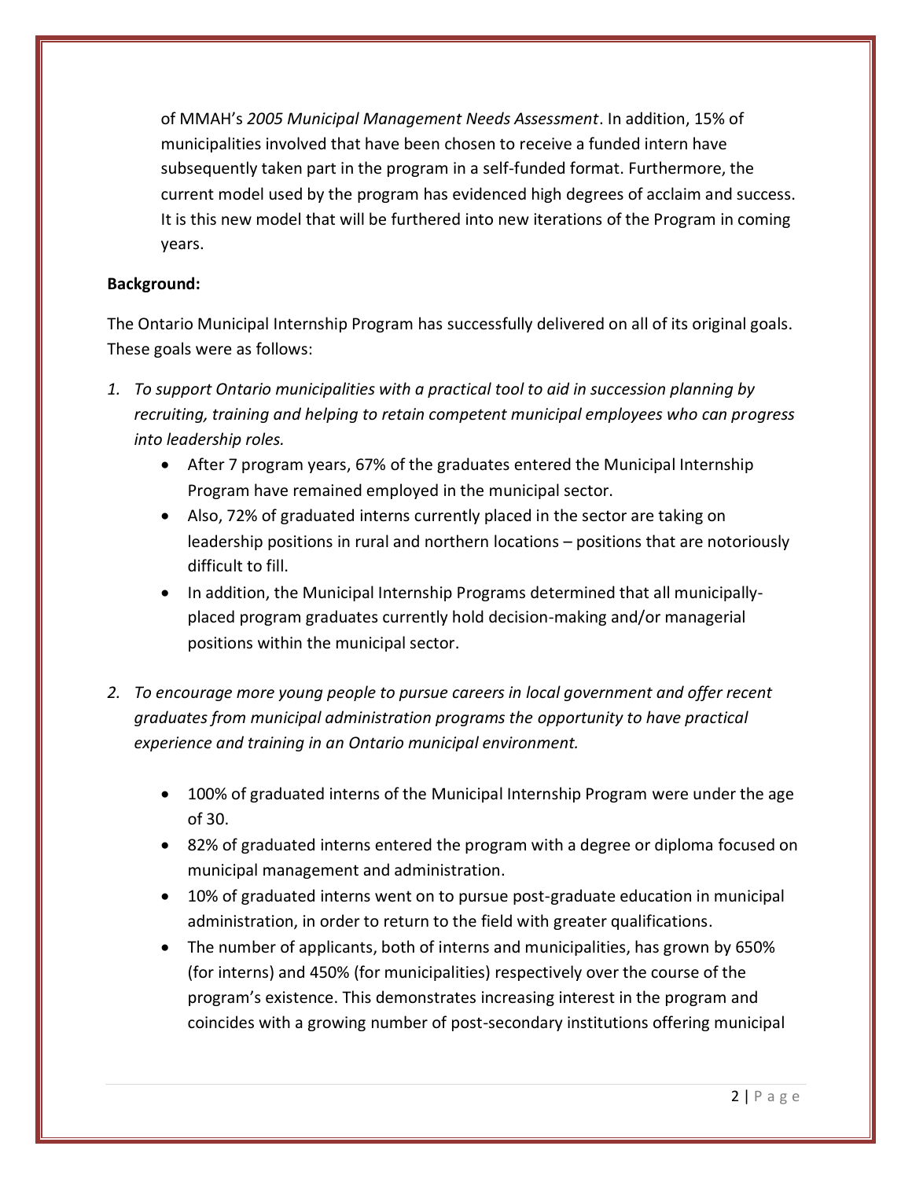of MMAH's *2005 Municipal Management Needs Assessment*. In addition, 15% of municipalities involved that have been chosen to receive a funded intern have subsequently taken part in the program in a self-funded format. Furthermore, the current model used by the program has evidenced high degrees of acclaim and success. It is this new model that will be furthered into new iterations of the Program in coming years.

**Background:**

The Ontario Municipal Internship Program has successfully delivered on all of its original goals. These goals were as follows:

1. *To support Ontario municipalities with a practical tool to aid in succession planning by recruiting, training and helping to retain competent municipal employees who can progress into leadership roles.*
   - After 7 program years, 67% of the graduates entered the Municipal Internship Program have remained employed in the municipal sector.
   - Also, 72% of graduated interns currently placed in the sector are taking on leadership positions in rural and northern locations – positions that are notoriously difficult to fill.
   - In addition, the Municipal Internship Programs determined that all municipally-placed program graduates currently hold decision-making and/or managerial positions within the municipal sector.

2. *To encourage more young people to pursue careers in local government and offer recent graduates from municipal administration programs the opportunity to have practical experience and training in an Ontario municipal environment.*
   - 100% of graduated interns of the Municipal Internship Program were under the age of 30.
   - 82% of graduated interns entered the program with a degree or diploma focused on municipal management and administration.
   - 10% of graduated interns went on to pursue post-graduate education in municipal administration, in order to return to the field with greater qualifications.
   - The number of applicants, both of interns and municipalities, has grown by 650% (for interns) and 450% (for municipalities) respectively over the course of the program's existence. This demonstrates increasing interest in the program and coincides with a growing number of post-secondary institutions offering municipal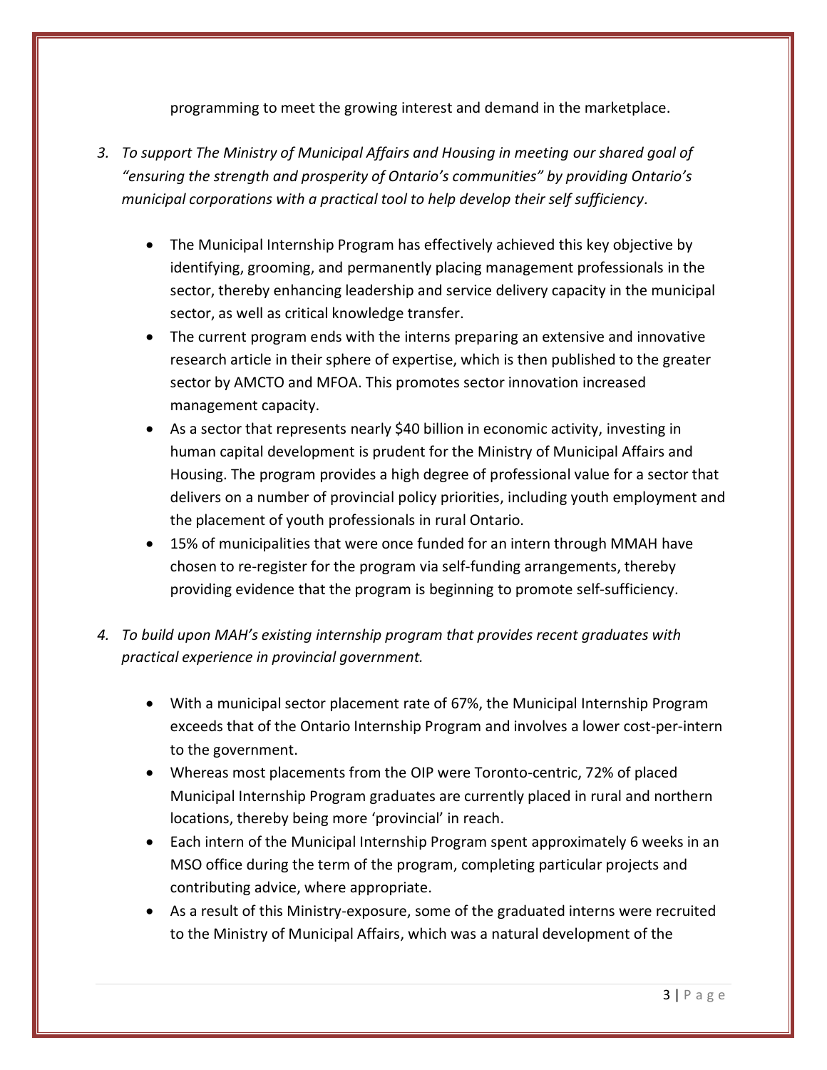programming to meet the growing interest and demand in the marketplace.

3. *To support The Ministry of Municipal Affairs and Housing in meeting our shared goal of "ensuring the strength and prosperity of Ontario's communities" by providing Ontario's municipal corporations with a practical tool to help develop their self sufficiency.*

   - The Municipal Internship Program has effectively achieved this key objective by identifying, grooming, and permanently placing management professionals in the sector, thereby enhancing leadership and service delivery capacity in the municipal sector, as well as critical knowledge transfer.
   - The current program ends with the interns preparing an extensive and innovative research article in their sphere of expertise, which is then published to the greater sector by AMCTO and MFOA. This promotes sector innovation increased management capacity.
   - As a sector that represents nearly $40 billion in economic activity, investing in human capital development is prudent for the Ministry of Municipal Affairs and Housing. The program provides a high degree of professional value for a sector that delivers on a number of provincial policy priorities, including youth employment and the placement of youth professionals in rural Ontario.
   - 15% of municipalities that were once funded for an intern through MMAH have chosen to re-register for the program via self-funding arrangements, thereby providing evidence that the program is beginning to promote self-sufficiency.

4. *To build upon MAH's existing internship program that provides recent graduates with practical experience in provincial government.*

   - With a municipal sector placement rate of 67%, the Municipal Internship Program exceeds that of the Ontario Internship Program and involves a lower cost-per-intern to the government.
   - Whereas most placements from the OIP were Toronto-centric, 72% of placed Municipal Internship Program graduates are currently placed in rural and northern locations, thereby being more 'provincial' in reach.
   - Each intern of the Municipal Internship Program spent approximately 6 weeks in an MSO office during the term of the program, completing particular projects and contributing advice, where appropriate.
   - As a result of this Ministry-exposure, some of the graduated interns were recruited to the Ministry of Municipal Affairs, which was a natural development of the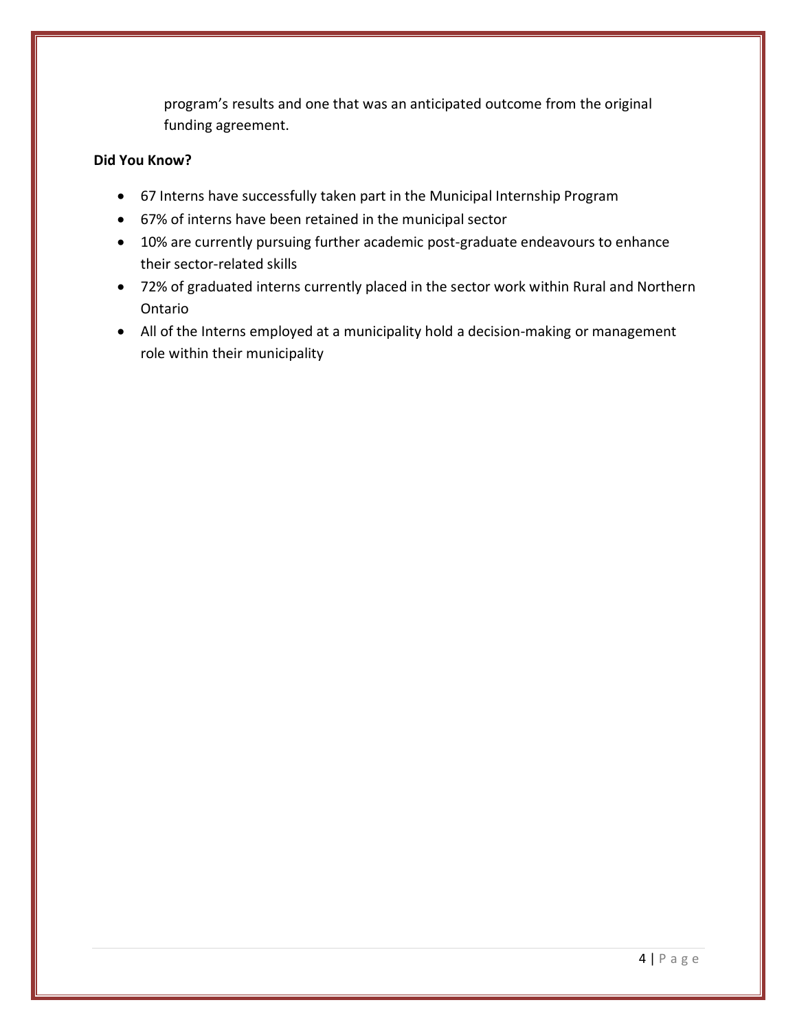program's results and one that was an anticipated outcome from the original funding agreement.

**Did You Know?**

- 67 Interns have successfully taken part in the Municipal Internship Program
- 67% of interns have been retained in the municipal sector
- 10% are currently pursuing further academic post-graduate endeavours to enhance their sector-related skills
- 72% of graduated interns currently placed in the sector work within Rural and Northern Ontario
- All of the Interns employed at a municipality hold a decision-making or management role within their municipality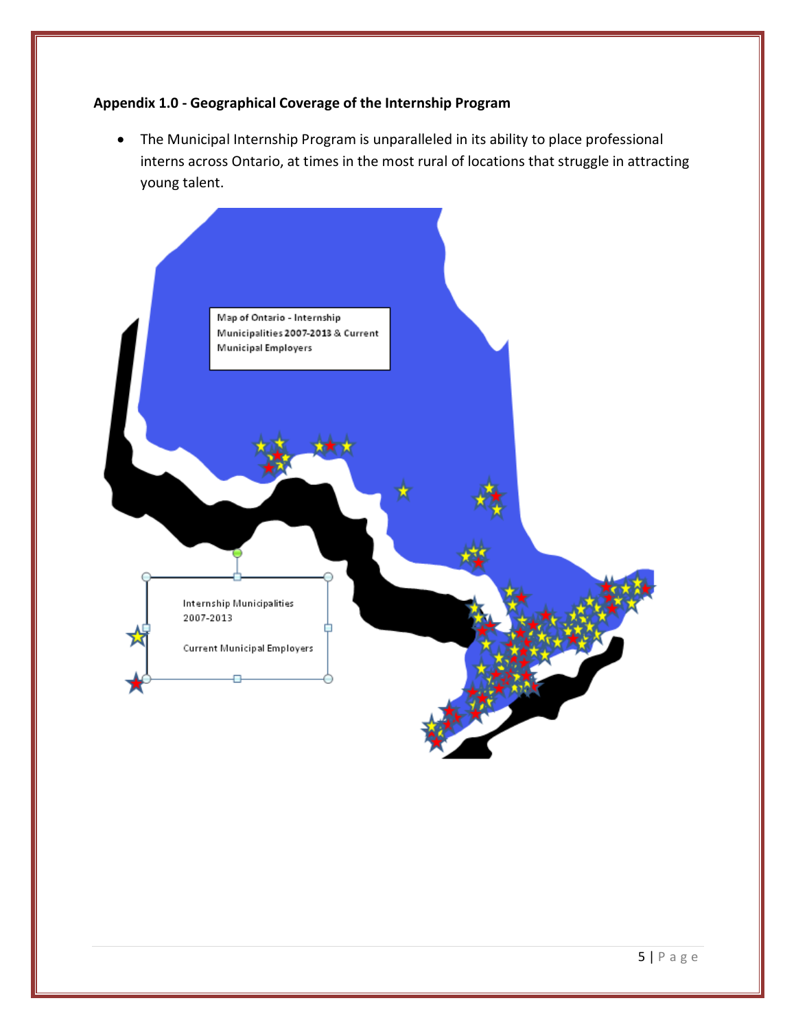**Appendix 1.0 - Geographical Coverage of the Internship Program**

- The Municipal Internship Program is unparalleled in its ability to place professional interns across Ontario, at times in the most rural of locations that struggle in attracting young talent.

Map of Ontario - Internship Municipalities 2007-2013 & Current Municipal Employers

Internship Municipalities 2007-2013

Current Municipal Employers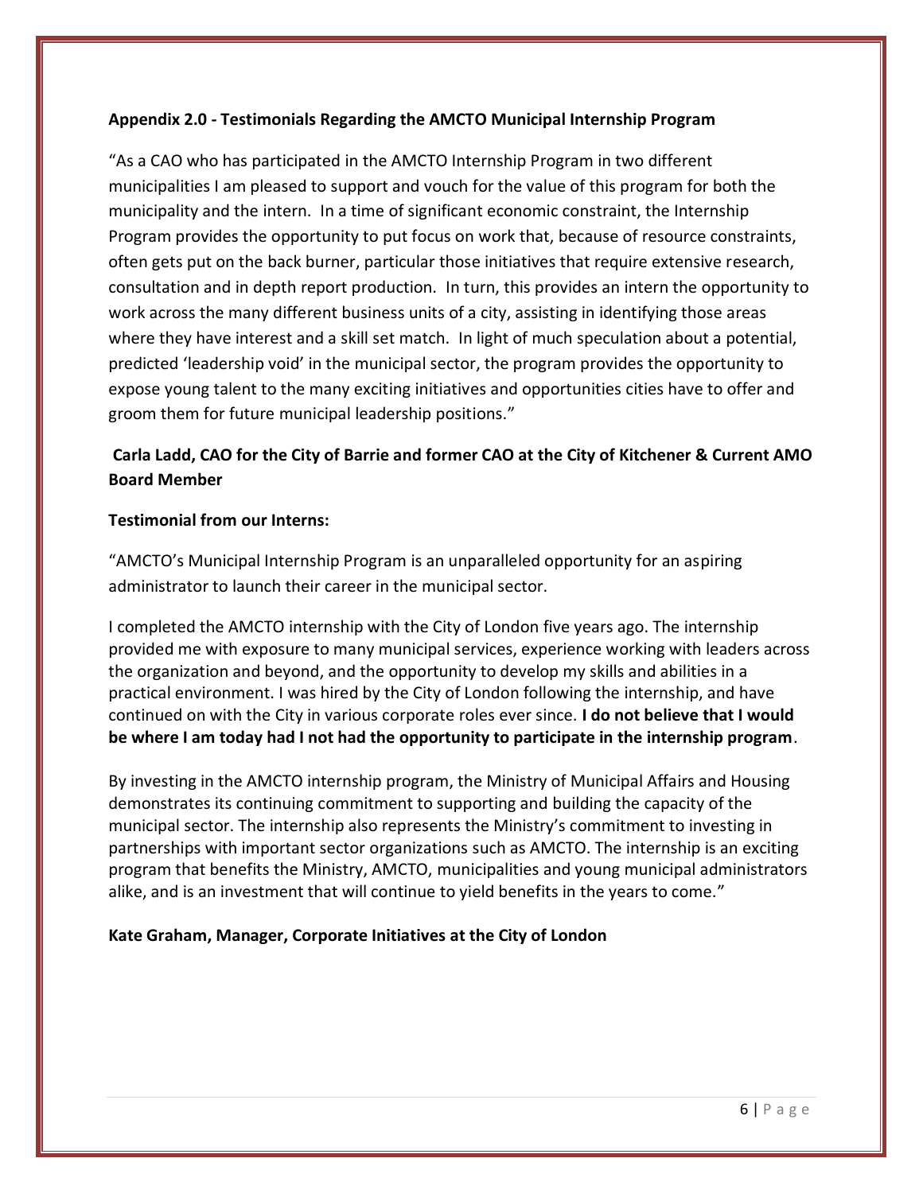**Appendix 2.0 - Testimonials Regarding the AMCTO Municipal Internship Program**

"As a CAO who has participated in the AMCTO Internship Program in two different municipalities I am pleased to support and vouch for the value of this program for both the municipality and the intern. In a time of significant economic constraint, the Internship Program provides the opportunity to put focus on work that, because of resource constraints, often gets put on the back burner, particular those initiatives that require extensive research, consultation and in depth report production. In turn, this provides an intern the opportunity to work across the many different business units of a city, assisting in identifying those areas where they have interest and a skill set match. In light of much speculation about a potential, predicted 'leadership void' in the municipal sector, the program provides the opportunity to expose young talent to the many exciting initiatives and opportunities cities have to offer and groom them for future municipal leadership positions."

**Carla Ladd, CAO for the City of Barrie and former CAO at the City of Kitchener & Current AMO Board Member**

**Testimonial from our Interns:**

"AMCTO's Municipal Internship Program is an unparalleled opportunity for an aspiring administrator to launch their career in the municipal sector.

I completed the AMCTO internship with the City of London five years ago. The internship provided me with exposure to many municipal services, experience working with leaders across the organization and beyond, and the opportunity to develop my skills and abilities in a practical environment. I was hired by the City of London following the internship, and have continued on with the City in various corporate roles ever since. **I do not believe that I would be where I am today had I not had the opportunity to participate in the internship program**.

By investing in the AMCTO internship program, the Ministry of Municipal Affairs and Housing demonstrates its continuing commitment to supporting and building the capacity of the municipal sector. The internship also represents the Ministry's commitment to investing in partnerships with important sector organizations such as AMCTO. The internship is an exciting program that benefits the Ministry, AMCTO, municipalities and young municipal administrators alike, and is an investment that will continue to yield benefits in the years to come."

**Kate Graham, Manager, Corporate Initiatives at the City of London**